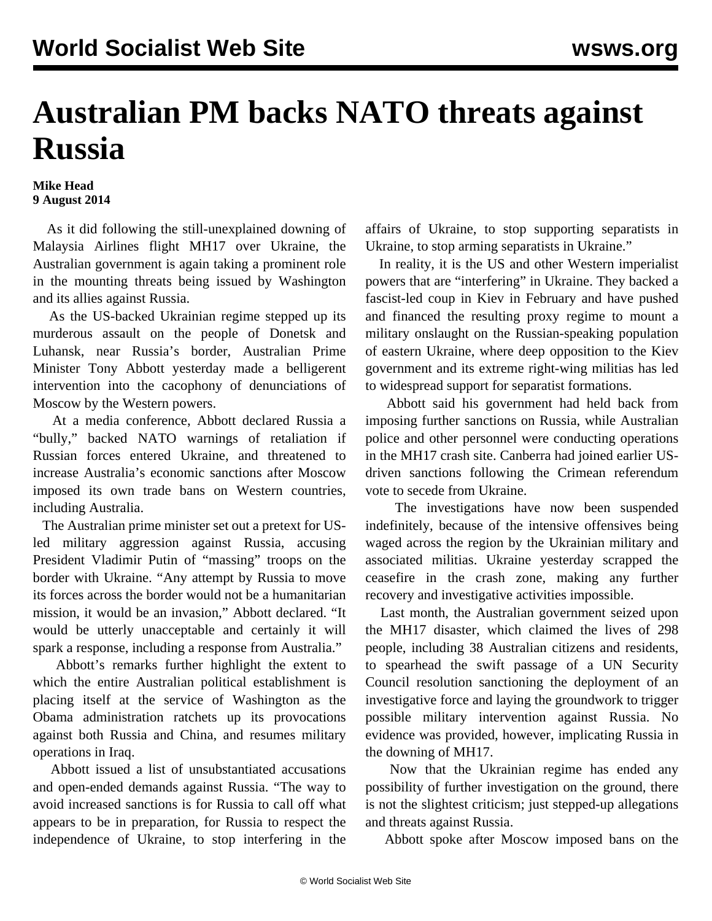# Australian PM backs NATO threats against Russia

**Mike Head**
**9 August 2014**

As it did following the still-unexplained downing of Malaysia Airlines flight MH17 over Ukraine, the Australian government is again taking a prominent role in the mounting threats being issued by Washington and its allies against Russia.

As the US-backed Ukrainian regime stepped up its murderous assault on the people of Donetsk and Luhansk, near Russia's border, Australian Prime Minister Tony Abbott yesterday made a belligerent intervention into the cacophony of denunciations of Moscow by the Western powers.

At a media conference, Abbott declared Russia a "bully," backed NATO warnings of retaliation if Russian forces entered Ukraine, and threatened to increase Australia's economic sanctions after Moscow imposed its own trade bans on Western countries, including Australia.

The Australian prime minister set out a pretext for US-led military aggression against Russia, accusing President Vladimir Putin of "massing" troops on the border with Ukraine. "Any attempt by Russia to move its forces across the border would not be a humanitarian mission, it would be an invasion," Abbott declared. "It would be utterly unacceptable and certainly it will spark a response, including a response from Australia."

Abbott's remarks further highlight the extent to which the entire Australian political establishment is placing itself at the service of Washington as the Obama administration ratchets up its provocations against both Russia and China, and resumes military operations in Iraq.

Abbott issued a list of unsubstantiated accusations and open-ended demands against Russia. "The way to avoid increased sanctions is for Russia to call off what appears to be in preparation, for Russia to respect the independence of Ukraine, to stop interfering in the affairs of Ukraine, to stop supporting separatists in Ukraine, to stop arming separatists in Ukraine."

In reality, it is the US and other Western imperialist powers that are "interfering" in Ukraine. They backed a fascist-led coup in Kiev in February and have pushed and financed the resulting proxy regime to mount a military onslaught on the Russian-speaking population of eastern Ukraine, where deep opposition to the Kiev government and its extreme right-wing militias has led to widespread support for separatist formations.

Abbott said his government had held back from imposing further sanctions on Russia, while Australian police and other personnel were conducting operations in the MH17 crash site. Canberra had joined earlier US-driven sanctions following the Crimean referendum vote to secede from Ukraine.

The investigations have now been suspended indefinitely, because of the intensive offensives being waged across the region by the Ukrainian military and associated militias. Ukraine yesterday scrapped the ceasefire in the crash zone, making any further recovery and investigative activities impossible.

Last month, the Australian government seized upon the MH17 disaster, which claimed the lives of 298 people, including 38 Australian citizens and residents, to spearhead the swift passage of a UN Security Council resolution sanctioning the deployment of an investigative force and laying the groundwork to trigger possible military intervention against Russia. No evidence was provided, however, implicating Russia in the downing of MH17.

Now that the Ukrainian regime has ended any possibility of further investigation on the ground, there is not the slightest criticism; just stepped-up allegations and threats against Russia.

Abbott spoke after Moscow imposed bans on the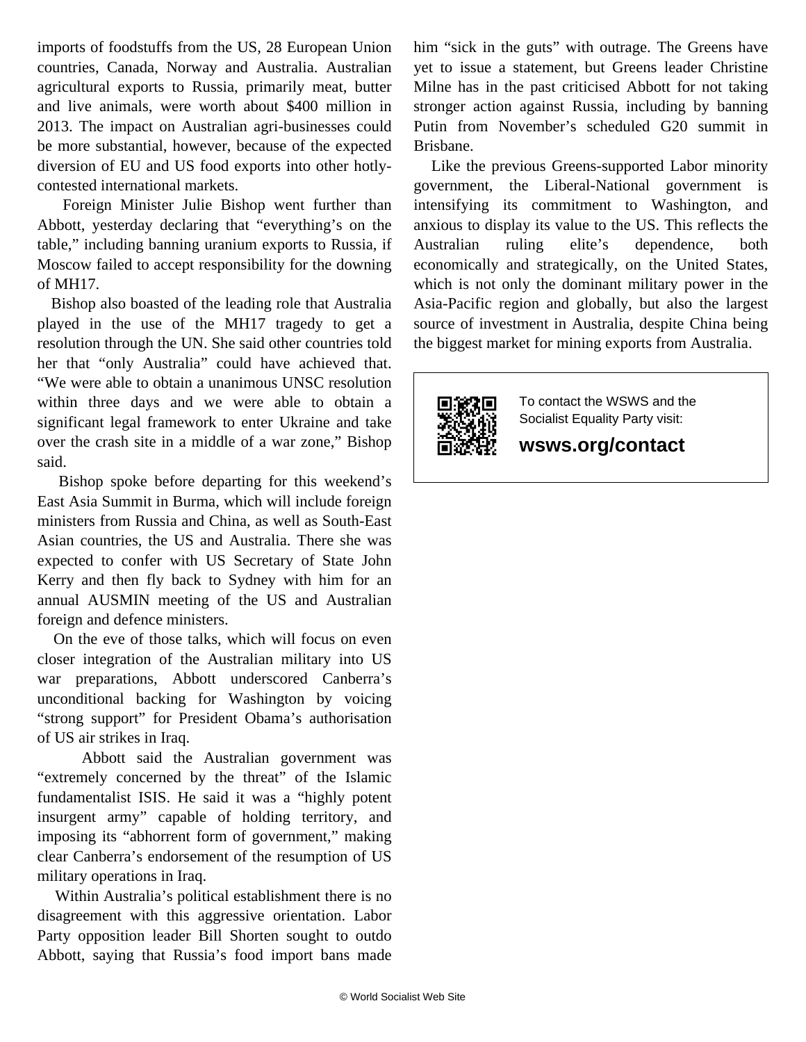imports of foodstuffs from the US, 28 European Union countries, Canada, Norway and Australia. Australian agricultural exports to Russia, primarily meat, butter and live animals, were worth about $400 million in 2013. The impact on Australian agri-businesses could be more substantial, however, because of the expected diversion of EU and US food exports into other hotly-contested international markets.

Foreign Minister Julie Bishop went further than Abbott, yesterday declaring that "everything's on the table," including banning uranium exports to Russia, if Moscow failed to accept responsibility for the downing of MH17.

Bishop also boasted of the leading role that Australia played in the use of the MH17 tragedy to get a resolution through the UN. She said other countries told her that "only Australia" could have achieved that. "We were able to obtain a unanimous UNSC resolution within three days and we were able to obtain a significant legal framework to enter Ukraine and take over the crash site in a middle of a war zone," Bishop said.

Bishop spoke before departing for this weekend's East Asia Summit in Burma, which will include foreign ministers from Russia and China, as well as South-East Asian countries, the US and Australia. There she was expected to confer with US Secretary of State John Kerry and then fly back to Sydney with him for an annual AUSMIN meeting of the US and Australian foreign and defence ministers.

On the eve of those talks, which will focus on even closer integration of the Australian military into US war preparations, Abbott underscored Canberra's unconditional backing for Washington by voicing "strong support" for President Obama's authorisation of US air strikes in Iraq.

Abbott said the Australian government was "extremely concerned by the threat" of the Islamic fundamentalist ISIS. He said it was a "highly potent insurgent army" capable of holding territory, and imposing its "abhorrent form of government," making clear Canberra's endorsement of the resumption of US military operations in Iraq.

Within Australia's political establishment there is no disagreement with this aggressive orientation. Labor Party opposition leader Bill Shorten sought to outdo Abbott, saying that Russia's food import bans made him "sick in the guts" with outrage. The Greens have yet to issue a statement, but Greens leader Christine Milne has in the past criticised Abbott for not taking stronger action against Russia, including by banning Putin from November's scheduled G20 summit in Brisbane.

Like the previous Greens-supported Labor minority government, the Liberal-National government is intensifying its commitment to Washington, and anxious to display its value to the US. This reflects the Australian ruling elite's dependence, both economically and strategically, on the United States, which is not only the dominant military power in the Asia-Pacific region and globally, but also the largest source of investment in Australia, despite China being the biggest market for mining exports from Australia.

To contact the WSWS and the Socialist Equality Party visit:

**wsws.org/contact**